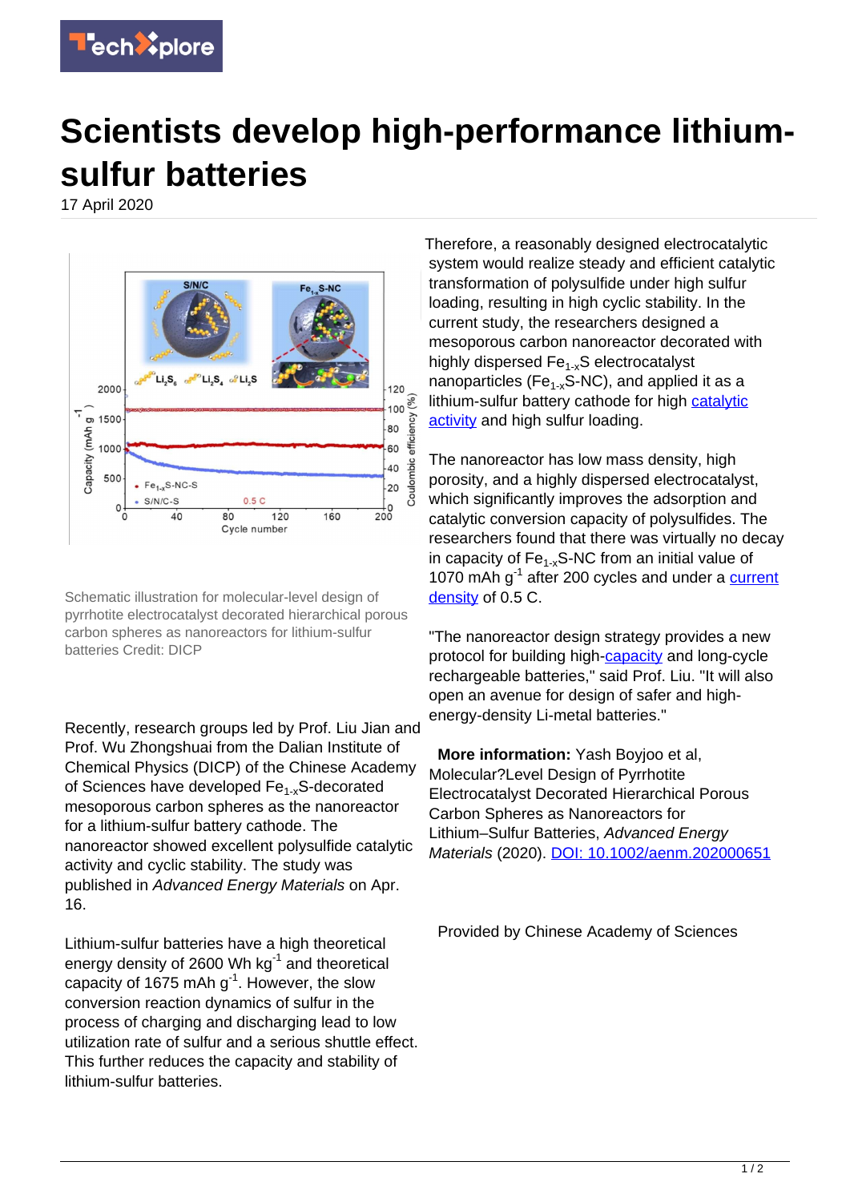# Scientists develop high-performance lithium-sulfur batteries

17 April 2020

Schematic illustration for molecular-level design of pyrrhotite electrocatalyst decorated hierarchical porous carbon spheres as nanoreactors for lithium-sulfur batteries Credit: DICP

Recently, research groups led by Prof. Liu Jian and Prof. Wu Zhongshuai from the Dalian Institute of Chemical Physics (DICP) of the Chinese Academy of Sciences have developed $Fe_{1-x}S$-decorated mesoporous carbon spheres as the nanoreactor for a lithium-sulfur battery cathode. The nanoreactor showed excellent polysulfide catalytic activity and cyclic stability. The study was published in *Advanced Energy Materials* on Apr. 16.

Lithium-sulfur batteries have a high theoretical energy density of 2600 Wh $kg^{-1}$ and theoretical capacity of 1675 mAh $g^{-1}$. However, the slow conversion reaction dynamics of sulfur in the process of charging and discharging lead to low utilization rate of sulfur and a serious shuttle effect. This further reduces the capacity and stability of lithium-sulfur batteries.

Therefore, a reasonably designed electrocatalytic system would realize steady and efficient catalytic transformation of polysulfide under high sulfur loading, resulting in high cyclic stability. In the current study, the researchers designed a mesoporous carbon nanoreactor decorated with highly dispersed $Fe_{1-x}S$ electrocatalyst nanoparticles ($Fe_{1-x}S$-NC), and applied it as a lithium-sulfur battery cathode for high catalytic activity and high sulfur loading.

The nanoreactor has low mass density, high porosity, and a highly dispersed electrocatalyst, which significantly improves the adsorption and catalytic conversion capacity of polysulfides. The researchers found that there was virtually no decay in capacity of $Fe_{1-x}S$-NC from an initial value of 1070 mAh $g^{-1}$ after 200 cycles and under a current density of 0.5 C.

"The nanoreactor design strategy provides a new protocol for building high-capacity and long-cycle rechargeable batteries," said Prof. Liu. "It will also open an avenue for design of safer and high-energy-density Li-metal batteries."

**More information:** Yash Boyjoo et al, Molecular?Level Design of Pyrrhotite Electrocatalyst Decorated Hierarchical Porous Carbon Spheres as Nanoreactors for Lithium–Sulfur Batteries, *Advanced Energy Materials* (2020). DOI: 10.1002/aenm.202000651

Provided by Chinese Academy of Sciences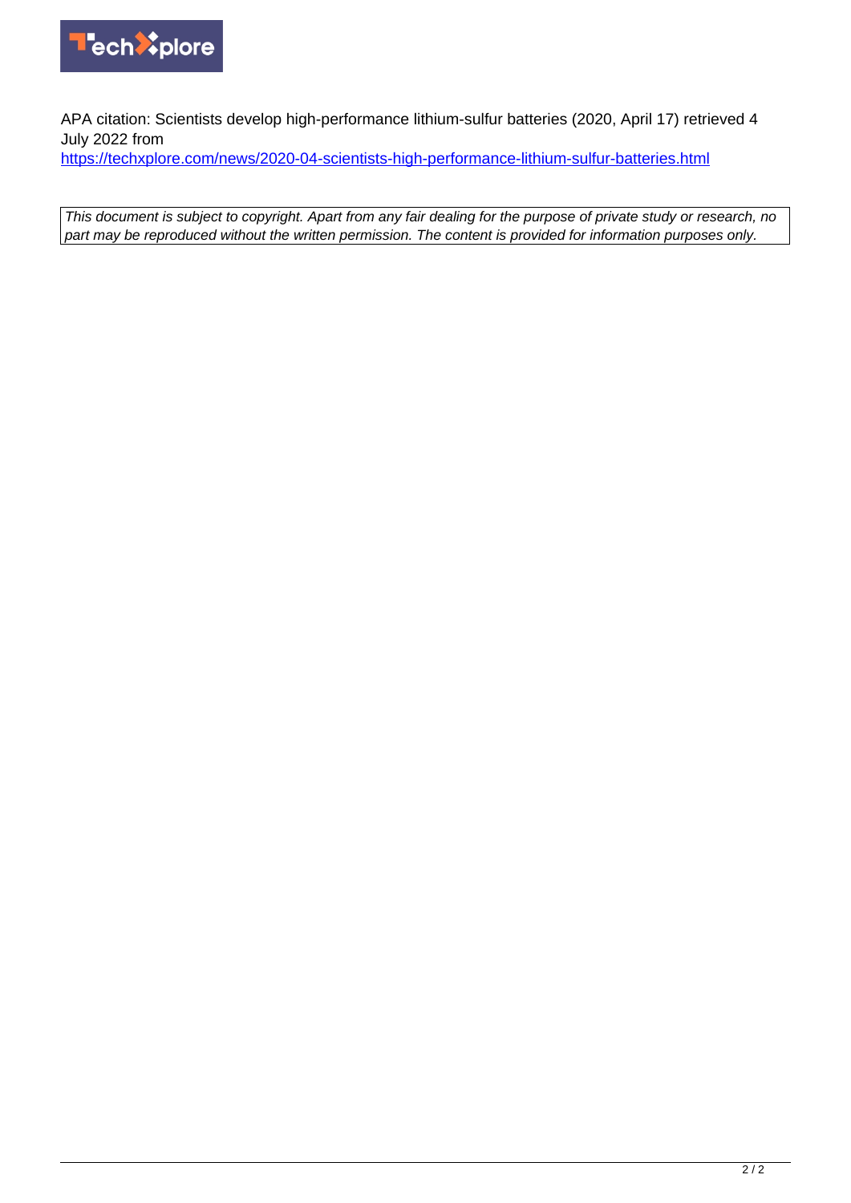APA citation: Scientists develop high-performance lithium-sulfur batteries (2020, April 17) retrieved 4 July 2022 from
https://techxplore.com/news/2020-04-scientists-high-performance-lithium-sulfur-batteries.html

*This document is subject to copyright. Apart from any fair dealing for the purpose of private study or research, no part may be reproduced without the written permission. The content is provided for information purposes only.*